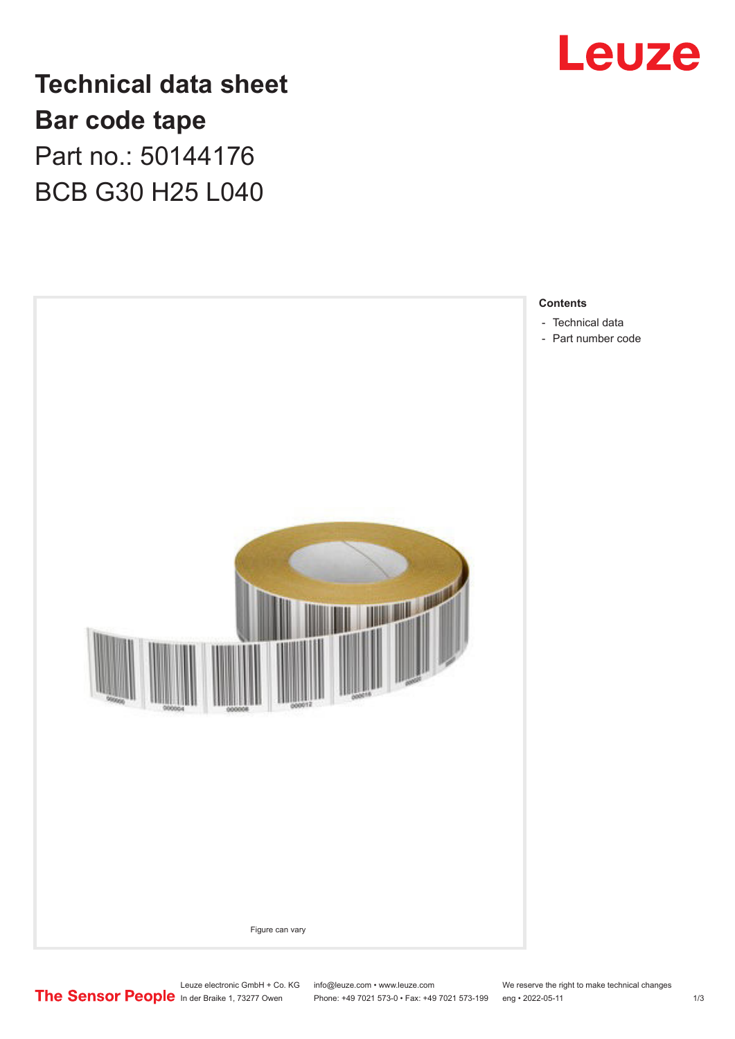# Technical data sheet
# Bar code tape
## Part no.: 50144176
## BCB G30 H25 L040

Figure can vary

**Contents**

- Technical data
- Part number code

Leuze electronic GmbH + Co. KG
In der Braike 1, 73277 Owen

info@leuze.com • www.leuze.com
Phone: +49 7021 573-0 • Fax: +49 7021 573-199

We reserve the right to make technical changes
eng • 2022-05-11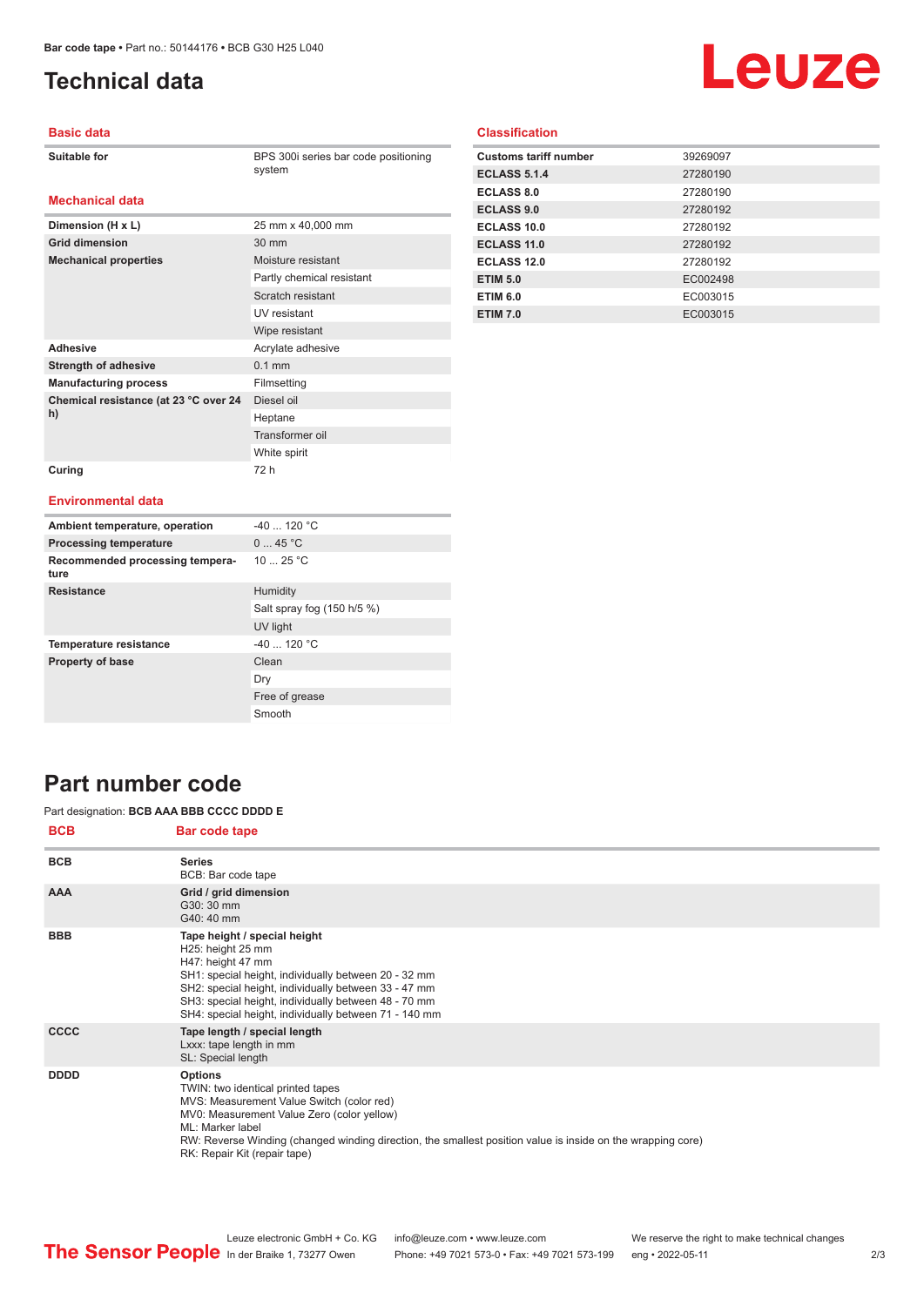# Technical data

## Basic data

| | |
|---|---|
| Suitable for | BPS 300i series bar code positioning system |

## Mechanical data

| | |
|---|---|
| Dimension (H x L) | 25 mm x 40,000 mm |
| Grid dimension | 30 mm |
| Mechanical properties | Moisture resistant |
| | Partly chemical resistant |
| | Scratch resistant |
| | UV resistant |
| | Wipe resistant |
| Adhesive | Acrylate adhesive |
| Strength of adhesive | 0.1 mm |
| Manufacturing process | Filmsetting |
| Chemical resistance (at 23 °C over 24 h) | Diesel oil |
| | Heptane |
| | Transformer oil |
| | White spirit |
| Curing | 72 h |

## Environmental data

| | |
|---|---|
| Ambient temperature, operation | -40 ... 120 °C |
| Processing temperature | 0 ... 45 °C |
| Recommended processing temperature | 10 ... 25 °C |
| Resistance | Humidity |
| | Salt spray fog (150 h/5 %) |
| | UV light |
| Temperature resistance | -40 ... 120 °C |
| Property of base | Clean |
| | Dry |
| | Free of grease |
| | Smooth |

## Classification

| | |
|---|---|
| Customs tariff number | 39269097 |
| ECLASS 5.1.4 | 27280190 |
| ECLASS 8.0 | 27280190 |
| ECLASS 9.0 | 27280192 |
| ECLASS 10.0 | 27280192 |
| ECLASS 11.0 | 27280192 |
| ECLASS 12.0 | 27280192 |
| ETIM 5.0 | EC002498 |
| ETIM 6.0 | EC003015 |
| ETIM 7.0 | EC003015 |

# Part number code

Part designation: **BCB AAA BBB CCCC DDDD E**

| BCB | Bar code tape |
|---|---|
| BCB | **Series**<br>BCB: Bar code tape |
| AAA | **Grid / grid dimension**<br>G30: 30 mm<br>G40: 40 mm |
| BBB | **Tape height / special height**<br>H25: height 25 mm<br>H47: height 47 mm<br>SH1: special height, individually between 20 - 32 mm<br>SH2: special height, individually between 33 - 47 mm<br>SH3: special height, individually between 48 - 70 mm<br>SH4: special height, individually between 71 - 140 mm |
| CCCC | **Tape length / special length**<br>Lxxx: tape length in mm<br>SL: Special length |
| DDDD | **Options**<br>TWIN: two identical printed tapes<br>MVS: Measurement Value Switch (color red)<br>MV0: Measurement Value Zero (color yellow)<br>ML: Marker label<br>RW: Reverse Winding (changed winding direction, the smallest position value is inside on the wrapping core)<br>RK: Repair Kit (repair tape) |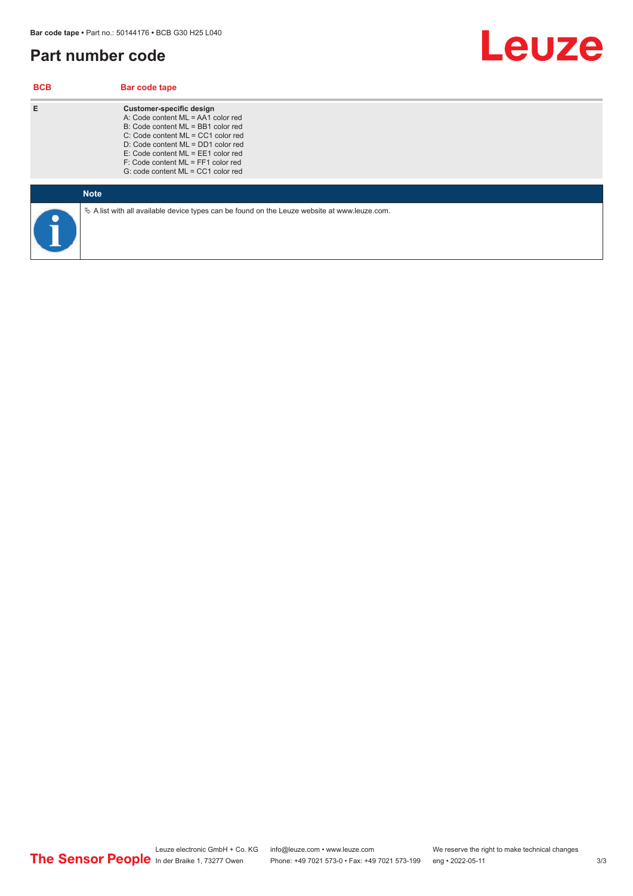## Part number code

| BCB | Bar code tape |
| --- | --- |
| E | **Customer-specific design**<br>A: Code content ML = AA1 color red<br>B: Code content ML = BB1 color red<br>C: Code content ML = CC1 color red<br>D: Code content ML = DD1 color red<br>E: Code content ML = EE1 color red<br>F: Code content ML = FF1 color red<br>G: code content ML = CC1 color red |

**Note**

↳ A list with all available device types can be found on the Leuze website at www.leuze.com.